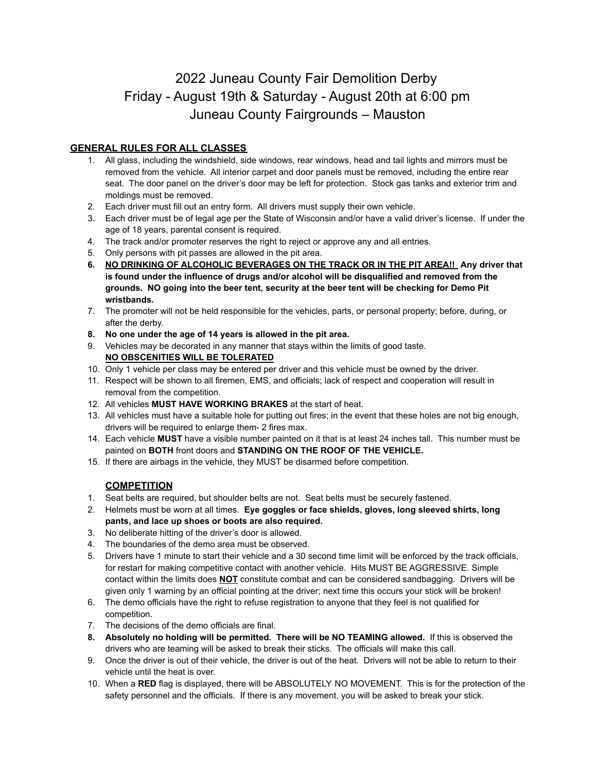# 2022 Juneau County Fair Demolition Derby
# Friday - August 19th & Saturday - August 20th at 6:00 pm
# Juneau County Fairgrounds – Mauston

## GENERAL RULES FOR ALL CLASSES

1. All glass, including the windshield, side windows, rear windows, head and tail lights and mirrors must be removed from the vehicle. All interior carpet and door panels must be removed, including the entire rear seat. The door panel on the driver's door may be left for protection. Stock gas tanks and exterior trim and moldings must be removed.
2. Each driver must fill out an entry form. All drivers must supply their own vehicle.
3. Each driver must be of legal age per the State of Wisconsin and/or have a valid driver's license. If under the age of 18 years, parental consent is required.
4. The track and/or promoter reserves the right to reject or approve any and all entries.
5. Only persons with pit passes are allowed in the pit area.
6. **NO DRINKING OF ALCOHOLIC BEVERAGES ON THE TRACK OR IN THE PIT AREA!! Any driver that is found under the influence of drugs and/or alcohol will be disqualified and removed from the grounds. NO going into the beer tent, security at the beer tent will be checking for Demo Pit wristbands.**
7. The promoter will not be held responsible for the vehicles, parts, or personal property; before, during, or after the derby.
8. **No one under the age of 14 years is allowed in the pit area.**
9. Vehicles may be decorated in any manner that stays within the limits of good taste.
   **NO OBSCENITIES WILL BE TOLERATED**
10. Only 1 vehicle per class may be entered per driver and this vehicle must be owned by the driver.
11. Respect will be shown to all firemen, EMS, and officials; lack of respect and cooperation will result in removal from the competition.
12. All vehicles **MUST HAVE WORKING BRAKES** at the start of heat.
13. All vehicles must have a suitable hole for putting out fires; in the event that these holes are not big enough, drivers will be required to enlarge them- 2 fires max.
14. Each vehicle **MUST** have a visible number painted on it that is at least 24 inches tall. This number must be painted on **BOTH** front doors and **STANDING ON THE ROOF OF THE VEHICLE.**
15. If there are airbags in the vehicle, they MUST be disarmed before competition.

## COMPETITION

1. Seat belts are required, but shoulder belts are not. Seat belts must be securely fastened.
2. Helmets must be worn at all times. **Eye goggles or face shields, gloves, long sleeved shirts, long pants, and lace up shoes or boots are also required.**
3. No deliberate hitting of the driver's door is allowed.
4. The boundaries of the demo area must be observed.
5. Drivers have 1 minute to start their vehicle and a 30 second time limit will be enforced by the track officials, for restart for making competitive contact with another vehicle. Hits MUST BE AGGRESSIVE. Simple contact within the limits does **NOT** constitute combat and can be considered sandbagging. Drivers will be given only 1 warning by an official pointing at the driver; next time this occurs your stick will be broken!
6. The demo officials have the right to refuse registration to anyone that they feel is not qualified for competition.
7. The decisions of the demo officials are final.
8. **Absolutely no holding will be permitted. There will be NO TEAMING allowed.** If this is observed the drivers who are teaming will be asked to break their sticks. The officials will make this call.
9. Once the driver is out of their vehicle, the driver is out of the heat. Drivers will not be able to return to their vehicle until the heat is over.
10. When a **RED** flag is displayed, there will be ABSOLUTELY NO MOVEMENT. This is for the protection of the safety personnel and the officials. If there is any movement, you will be asked to break your stick.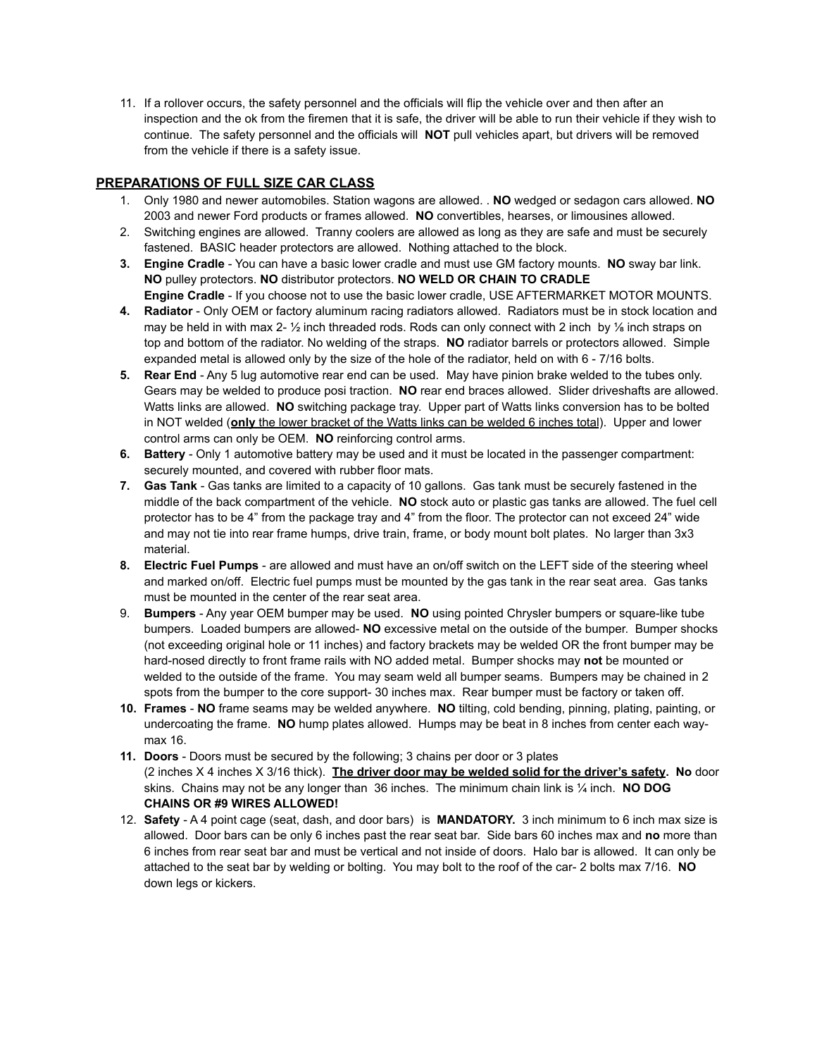11. If a rollover occurs, the safety personnel and the officials will flip the vehicle over and then after an inspection and the ok from the firemen that it is safe, the driver will be able to run their vehicle if they wish to continue. The safety personnel and the officials will **NOT** pull vehicles apart, but drivers will be removed from the vehicle if there is a safety issue.

## PREPARATIONS OF FULL SIZE CAR CLASS

1. Only 1980 and newer automobiles. Station wagons are allowed. . **NO** wedged or sedagon cars allowed. **NO** 2003 and newer Ford products or frames allowed. **NO** convertibles, hearses, or limousines allowed.
2. Switching engines are allowed. Tranny coolers are allowed as long as they are safe and must be securely fastened. BASIC header protectors are allowed. Nothing attached to the block.
3. **Engine Cradle** - You can have a basic lower cradle and must use GM factory mounts. **NO** sway bar link. **NO** pulley protectors. **NO** distributor protectors. **NO WELD OR CHAIN TO CRADLE**
   **Engine Cradle** - If you choose not to use the basic lower cradle, USE AFTERMARKET MOTOR MOUNTS.
4. **Radiator** - Only OEM or factory aluminum racing radiators allowed. Radiators must be in stock location and may be held in with max 2- ½ inch threaded rods. Rods can only connect with 2 inch by ⅛ inch straps on top and bottom of the radiator. No welding of the straps. **NO** radiator barrels or protectors allowed. Simple expanded metal is allowed only by the size of the hole of the radiator, held on with 6 - 7/16 bolts.
5. **Rear End** - Any 5 lug automotive rear end can be used. May have pinion brake welded to the tubes only. Gears may be welded to produce posi traction. **NO** rear end braces allowed. Slider driveshafts are allowed. Watts links are allowed. **NO** switching package tray. Upper part of Watts links conversion has to be bolted in NOT welded (<u>**only** the lower bracket of the Watts links can be welded 6 inches total</u>). Upper and lower control arms can only be OEM. **NO** reinforcing control arms.
6. **Battery** - Only 1 automotive battery may be used and it must be located in the passenger compartment: securely mounted, and covered with rubber floor mats.
7. **Gas Tank** - Gas tanks are limited to a capacity of 10 gallons. Gas tank must be securely fastened in the middle of the back compartment of the vehicle. **NO** stock auto or plastic gas tanks are allowed. The fuel cell protector has to be 4" from the package tray and 4" from the floor. The protector can not exceed 24" wide and may not tie into rear frame humps, drive train, frame, or body mount bolt plates. No larger than 3x3 material.
8. **Electric Fuel Pumps** - are allowed and must have an on/off switch on the LEFT side of the steering wheel and marked on/off. Electric fuel pumps must be mounted by the gas tank in the rear seat area. Gas tanks must be mounted in the center of the rear seat area.
9. **Bumpers** - Any year OEM bumper may be used. **NO** using pointed Chrysler bumpers or square-like tube bumpers. Loaded bumpers are allowed- **NO** excessive metal on the outside of the bumper. Bumper shocks (not exceeding original hole or 11 inches) and factory brackets may be welded OR the front bumper may be hard-nosed directly to front frame rails with NO added metal. Bumper shocks may **not** be mounted or welded to the outside of the frame. You may seam weld all bumper seams. Bumpers may be chained in 2 spots from the bumper to the core support- 30 inches max. Rear bumper must be factory or taken off.
10. **Frames** - **NO** frame seams may be welded anywhere. **NO** tilting, cold bending, pinning, plating, painting, or undercoating the frame. **NO** hump plates allowed. Humps may be beat in 8 inches from center each way- max 16.
11. **Doors** - Doors must be secured by the following; 3 chains per door or 3 plates (2 inches X 4 inches X 3/16 thick). <u>**The driver door may be welded solid for the driver's safety**</u>. **No** door skins. Chains may not be any longer than 36 inches. The minimum chain link is ¼ inch. **NO DOG CHAINS OR #9 WIRES ALLOWED!**
12. **Safety** - A 4 point cage (seat, dash, and door bars) is **MANDATORY.** 3 inch minimum to 6 inch max size is allowed. Door bars can be only 6 inches past the rear seat bar. Side bars 60 inches max and **no** more than 6 inches from rear seat bar and must be vertical and not inside of doors. Halo bar is allowed. It can only be attached to the seat bar by welding or bolting. You may bolt to the roof of the car- 2 bolts max 7/16. **NO** down legs or kickers.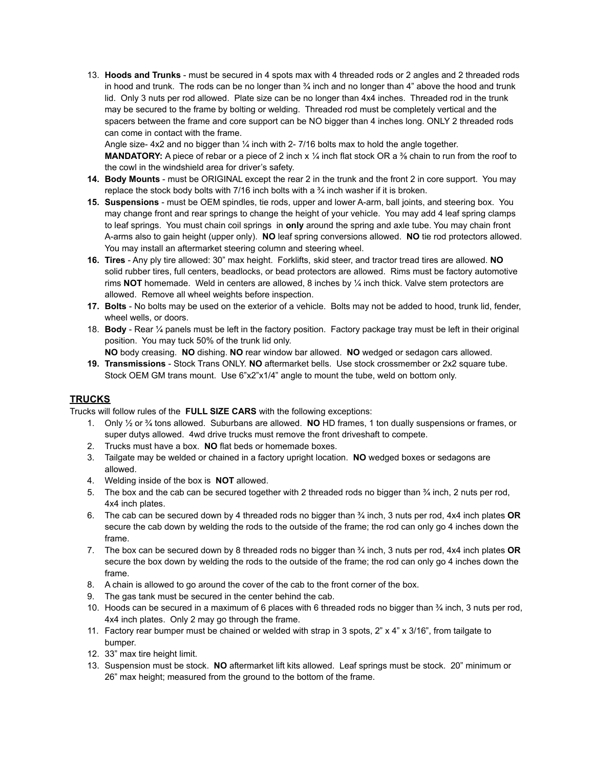13. **Hoods and Trunks** - must be secured in 4 spots max with 4 threaded rods or 2 angles and 2 threaded rods in hood and trunk. The rods can be no longer than ¾ inch and no longer than 4" above the hood and trunk lid. Only 3 nuts per rod allowed. Plate size can be no longer than 4x4 inches. Threaded rod in the trunk may be secured to the frame by bolting or welding. Threaded rod must be completely vertical and the spacers between the frame and core support can be NO bigger than 4 inches long. ONLY 2 threaded rods can come in contact with the frame.
    Angle size- 4x2 and no bigger than ¼ inch with 2- 7/16 bolts max to hold the angle together.
    **MANDATORY:** A piece of rebar or a piece of 2 inch x ¼ inch flat stock OR a ⅜ chain to run from the roof to the cowl in the windshield area for driver's safety.
14. **Body Mounts** - must be ORIGINAL except the rear 2 in the trunk and the front 2 in core support. You may replace the stock body bolts with 7/16 inch bolts with a ¾ inch washer if it is broken.
15. **Suspensions** - must be OEM spindles, tie rods, upper and lower A-arm, ball joints, and steering box. You may change front and rear springs to change the height of your vehicle. You may add 4 leaf spring clamps to leaf springs. You must chain coil springs in **only** around the spring and axle tube. You may chain front A-arms also to gain height (upper only). **NO** leaf spring conversions allowed. **NO** tie rod protectors allowed. You may install an aftermarket steering column and steering wheel.
16. **Tires** - Any ply tire allowed: 30" max height. Forklifts, skid steer, and tractor tread tires are allowed. **NO** solid rubber tires, full centers, beadlocks, or bead protectors are allowed. Rims must be factory automotive rims **NOT** homemade. Weld in centers are allowed, 8 inches by ¼ inch thick. Valve stem protectors are allowed. Remove all wheel weights before inspection.
17. **Bolts** - No bolts may be used on the exterior of a vehicle. Bolts may not be added to hood, trunk lid, fender, wheel wells, or doors.
18. **Body** - Rear ¼ panels must be left in the factory position. Factory package tray must be left in their original position. You may tuck 50% of the trunk lid only.
    **NO** body creasing. **NO** dishing. **NO** rear window bar allowed. **NO** wedged or sedagon cars allowed.
19. **Transmissions** - Stock Trans ONLY. **NO** aftermarket bells. Use stock crossmember or 2x2 square tube. Stock OEM GM trans mount. Use 6"x2"x1/4" angle to mount the tube, weld on bottom only.

## TRUCKS

Trucks will follow rules of the **FULL SIZE CARS** with the following exceptions:

1. Only ½ or ¾ tons allowed. Suburbans are allowed. **NO** HD frames, 1 ton dually suspensions or frames, or super dutys allowed. 4wd drive trucks must remove the front driveshaft to compete.
2. Trucks must have a box. **NO** flat beds or homemade boxes.
3. Tailgate may be welded or chained in a factory upright location. **NO** wedged boxes or sedagons are allowed.
4. Welding inside of the box is **NOT** allowed.
5. The box and the cab can be secured together with 2 threaded rods no bigger than ¾ inch, 2 nuts per rod, 4x4 inch plates.
6. The cab can be secured down by 4 threaded rods no bigger than ¾ inch, 3 nuts per rod, 4x4 inch plates **OR** secure the cab down by welding the rods to the outside of the frame; the rod can only go 4 inches down the frame.
7. The box can be secured down by 8 threaded rods no bigger than ¾ inch, 3 nuts per rod, 4x4 inch plates **OR** secure the box down by welding the rods to the outside of the frame; the rod can only go 4 inches down the frame.
8. A chain is allowed to go around the cover of the cab to the front corner of the box.
9. The gas tank must be secured in the center behind the cab.
10. Hoods can be secured in a maximum of 6 places with 6 threaded rods no bigger than ¾ inch, 3 nuts per rod, 4x4 inch plates. Only 2 may go through the frame.
11. Factory rear bumper must be chained or welded with strap in 3 spots, 2" x 4" x 3/16", from tailgate to bumper.
12. 33" max tire height limit.
13. Suspension must be stock. **NO** aftermarket lift kits allowed. Leaf springs must be stock. 20" minimum or 26" max height; measured from the ground to the bottom of the frame.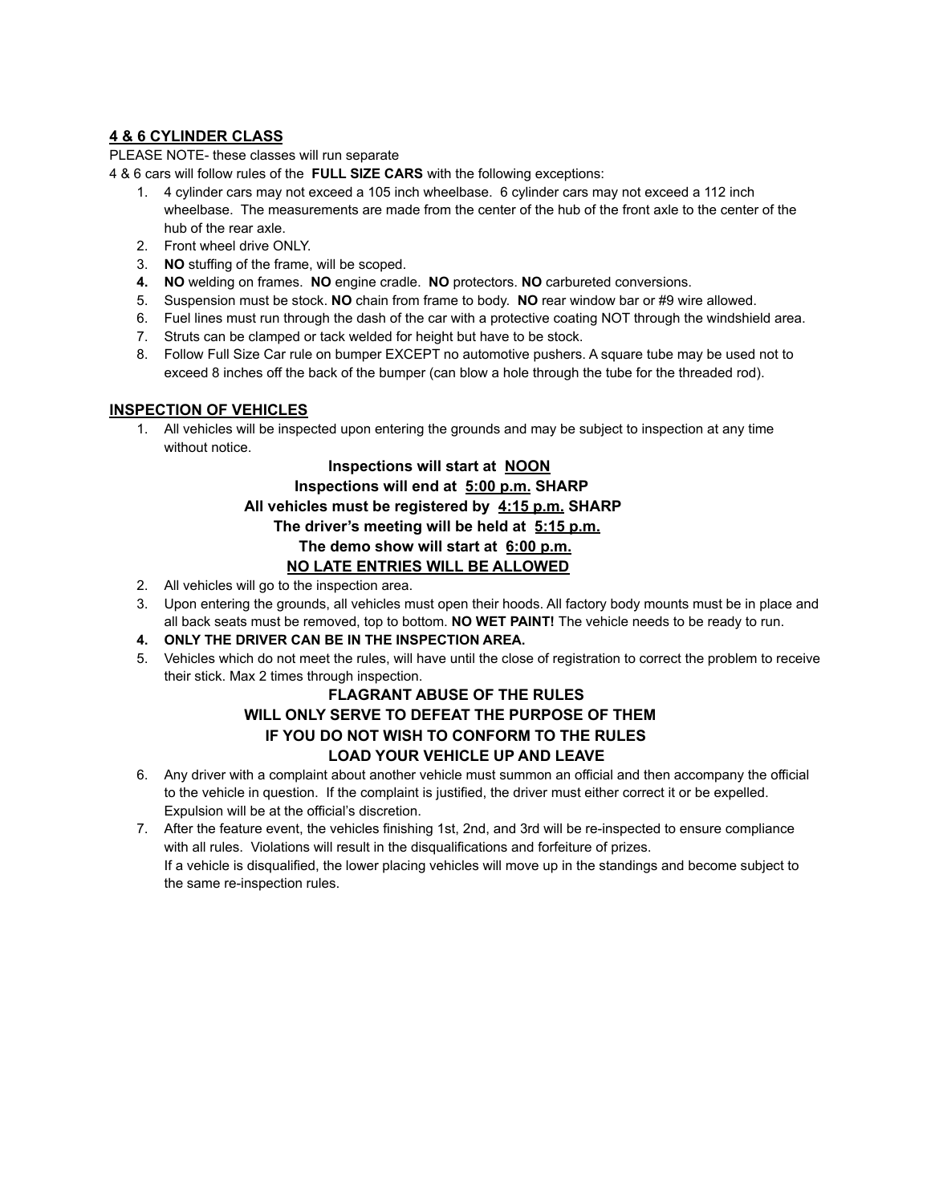## 4 & 6 CYLINDER CLASS

PLEASE NOTE- these classes will run separate

4 & 6 cars will follow rules of the **FULL SIZE CARS** with the following exceptions:

1. 4 cylinder cars may not exceed a 105 inch wheelbase. 6 cylinder cars may not exceed a 112 inch wheelbase. The measurements are made from the center of the hub of the front axle to the center of the hub of the rear axle.
2. Front wheel drive ONLY.
3. **NO** stuffing of the frame, will be scoped.
4. **NO** welding on frames. **NO** engine cradle. **NO** protectors. **NO** carbureted conversions.
5. Suspension must be stock. **NO** chain from frame to body. **NO** rear window bar or #9 wire allowed.
6. Fuel lines must run through the dash of the car with a protective coating NOT through the windshield area.
7. Struts can be clamped or tack welded for height but have to be stock.
8. Follow Full Size Car rule on bumper EXCEPT no automotive pushers. A square tube may be used not to exceed 8 inches off the back of the bumper (can blow a hole through the tube for the threaded rod).

## INSPECTION OF VEHICLES

1. All vehicles will be inspected upon entering the grounds and may be subject to inspection at any time without notice.

**Inspections will start at NOON**
**Inspections will end at 5:00 p.m. SHARP**
**All vehicles must be registered by 4:15 p.m. SHARP**
**The driver's meeting will be held at 5:15 p.m.**
**The demo show will start at 6:00 p.m.**
**NO LATE ENTRIES WILL BE ALLOWED**

2. All vehicles will go to the inspection area.
3. Upon entering the grounds, all vehicles must open their hoods. All factory body mounts must be in place and all back seats must be removed, top to bottom. **NO WET PAINT!** The vehicle needs to be ready to run.
4. **ONLY THE DRIVER CAN BE IN THE INSPECTION AREA.**
5. Vehicles which do not meet the rules, will have until the close of registration to correct the problem to receive their stick. Max 2 times through inspection.

**FLAGRANT ABUSE OF THE RULES**
**WILL ONLY SERVE TO DEFEAT THE PURPOSE OF THEM**
**IF YOU DO NOT WISH TO CONFORM TO THE RULES**
**LOAD YOUR VEHICLE UP AND LEAVE**

6. Any driver with a complaint about another vehicle must summon an official and then accompany the official to the vehicle in question. If the complaint is justified, the driver must either correct it or be expelled. Expulsion will be at the official's discretion.
7. After the feature event, the vehicles finishing 1st, 2nd, and 3rd will be re-inspected to ensure compliance with all rules. Violations will result in the disqualifications and forfeiture of prizes.
   If a vehicle is disqualified, the lower placing vehicles will move up in the standings and become subject to the same re-inspection rules.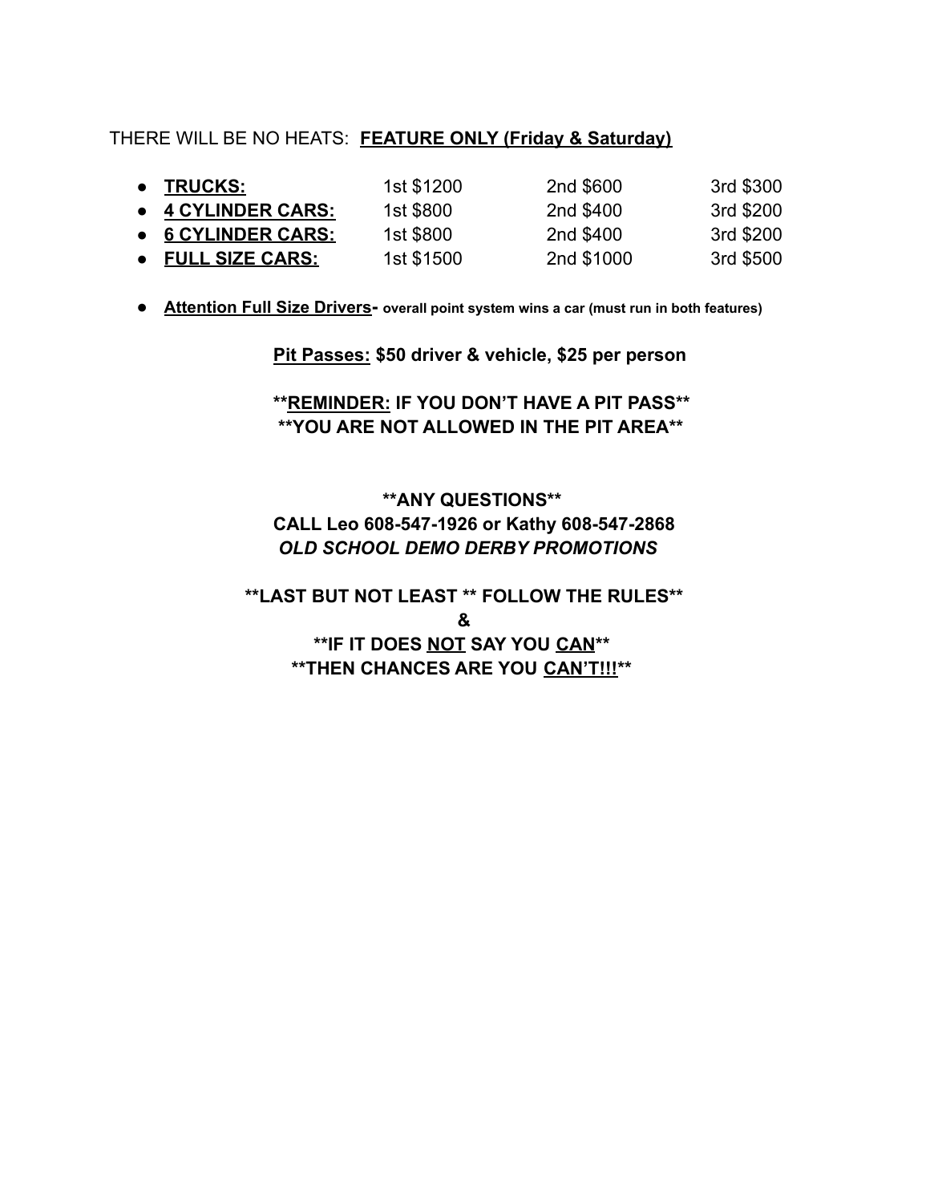THERE WILL BE NO HEATS: **FEATURE ONLY (Friday & Saturday)**

- **TRUCKS:** 1st $1200 2nd $600 3rd $300
- **4 CYLINDER CARS:** 1st $800 2nd $400 3rd $200
- **6 CYLINDER CARS:** 1st $800 2nd $400 3rd $200
- **FULL SIZE CARS:** 1st $1500 2nd $1000 3rd $500

- **Attention Full Size Drivers- overall point system wins a car (must run in both features)**

**Pit Passes: $50 driver & vehicle, $25 per person**

****REMINDER: IF YOU DON'T HAVE A PIT PASS****
****YOU ARE NOT ALLOWED IN THE PIT AREA****

****ANY QUESTIONS****
**CALL Leo 608-547-1926 or Kathy 608-547-2868**
***OLD SCHOOL DEMO DERBY PROMOTIONS***

****LAST BUT NOT LEAST ** FOLLOW THE RULES****
**&**
****IF IT DOES NOT SAY YOU CAN****
****THEN CHANCES ARE YOU CAN'T!!!****